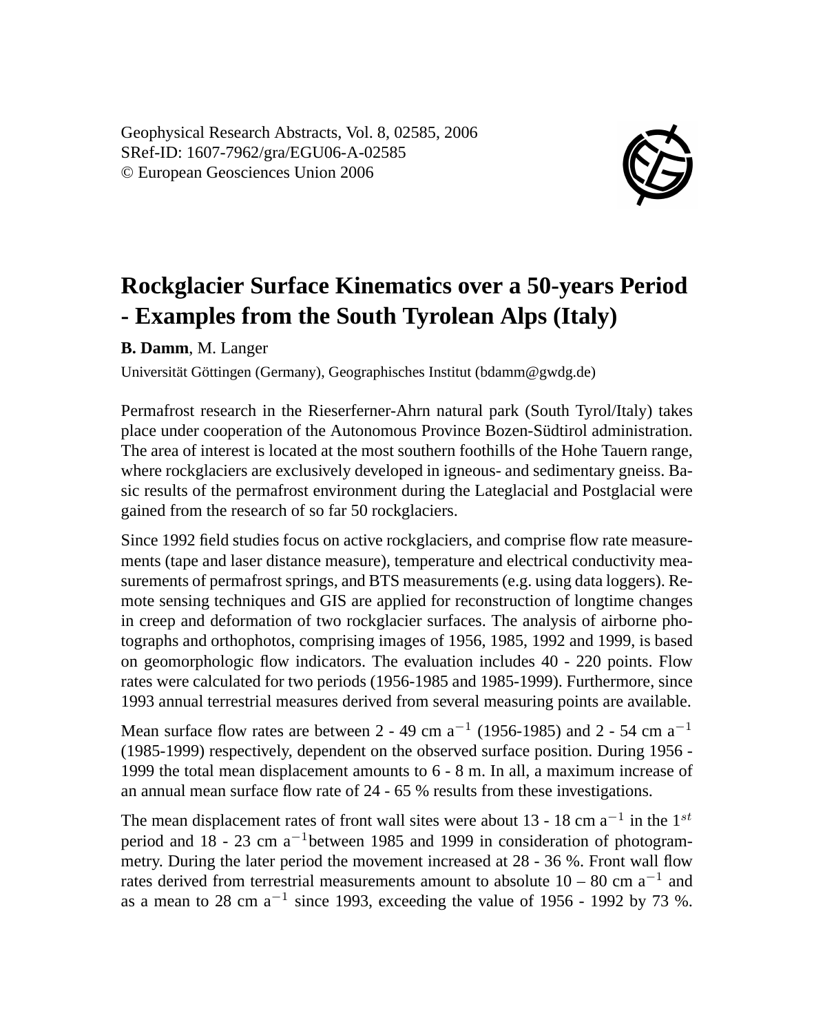Geophysical Research Abstracts, Vol. 8, 02585, 2006
SRef-ID: 1607-7962/gra/EGU06-A-02585
© European Geosciences Union 2006

# Rockglacier Surface Kinematics over a 50-years Period - Examples from the South Tyrolean Alps (Italy)

**B. Damm**, M. Langer

Universität Göttingen (Germany), Geographisches Institut (bdamm@gwdg.de)

Permafrost research in the Rieserferner-Ahrn natural park (South Tyrol/Italy) takes place under cooperation of the Autonomous Province Bozen-Südtirol administration. The area of interest is located at the most southern foothills of the Hohe Tauern range, where rockglaciers are exclusively developed in igneous- and sedimentary gneiss. Basic results of the permafrost environment during the Lateglacial and Postglacial were gained from the research of so far 50 rockglaciers.

Since 1992 field studies focus on active rockglaciers, and comprise flow rate measurements (tape and laser distance measure), temperature and electrical conductivity measurements of permafrost springs, and BTS measurements (e.g. using data loggers). Remote sensing techniques and GIS are applied for reconstruction of longtime changes in creep and deformation of two rockglacier surfaces. The analysis of airborne photographs and orthophotos, comprising images of 1956, 1985, 1992 and 1999, is based on geomorphologic flow indicators. The evaluation includes 40 - 220 points. Flow rates were calculated for two periods (1956-1985 and 1985-1999). Furthermore, since 1993 annual terrestrial measures derived from several measuring points are available.

Mean surface flow rates are between 2 - 49 cm $a^{-1}$ (1956-1985) and 2 - 54 cm $a^{-1}$ (1985-1999) respectively, dependent on the observed surface position. During 1956 - 1999 the total mean displacement amounts to 6 - 8 m. In all, a maximum increase of an annual mean surface flow rate of 24 - 65 % results from these investigations.

The mean displacement rates of front wall sites were about 13 - 18 cm $a^{-1}$ in the $1^{st}$ period and 18 - 23 cm $a^{-1}$ between 1985 and 1999 in consideration of photogrammetry. During the later period the movement increased at 28 - 36 %. Front wall flow rates derived from terrestrial measurements amount to absolute 10 – 80 cm $a^{-1}$ and as a mean to 28 cm $a^{-1}$ since 1993, exceeding the value of 1956 - 1992 by 73 %.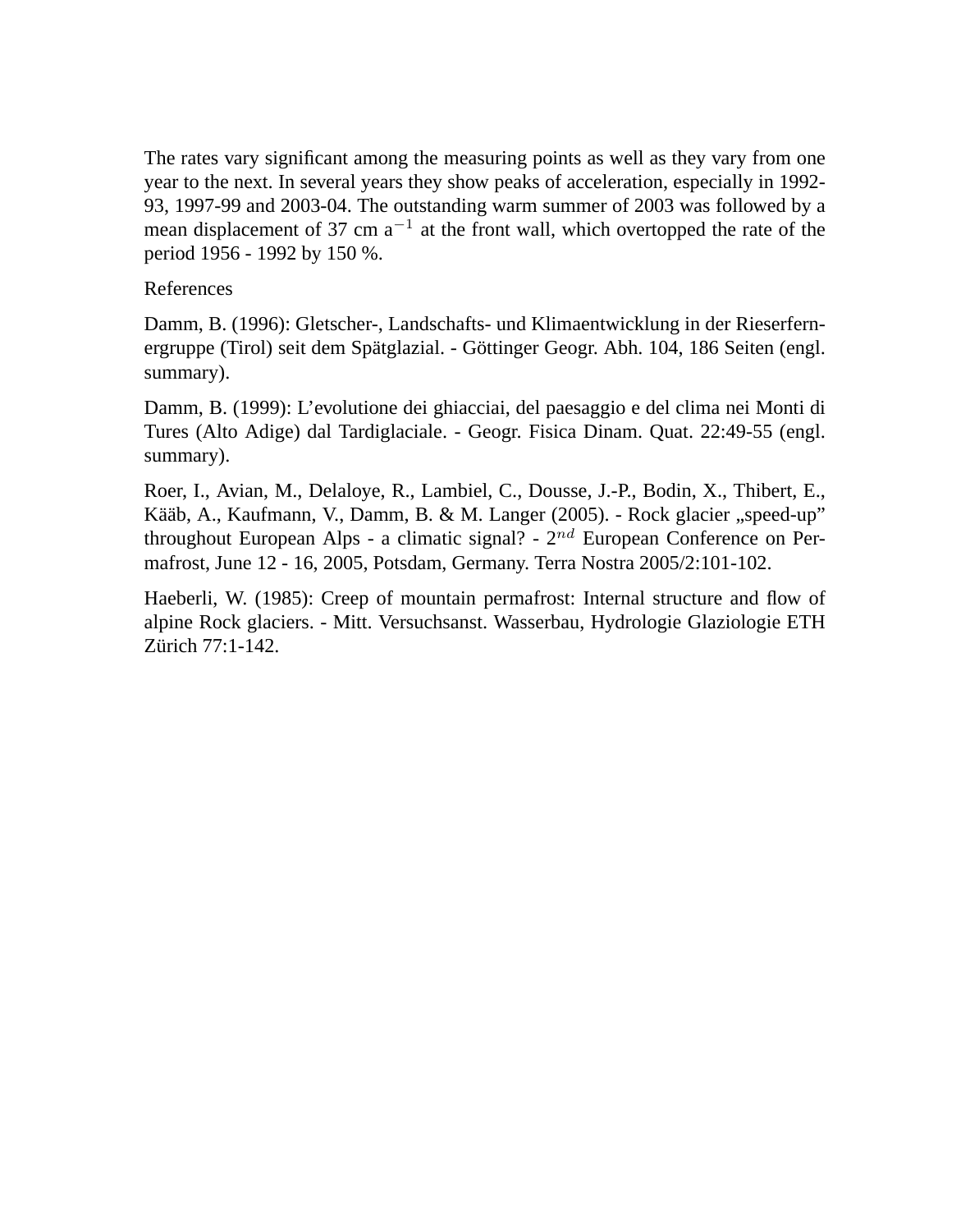The rates vary significant among the measuring points as well as they vary from one year to the next. In several years they show peaks of acceleration, especially in 1992-93, 1997-99 and 2003-04. The outstanding warm summer of 2003 was followed by a mean displacement of 37 cm $a^{-1}$ at the front wall, which overtopped the rate of the period 1956 - 1992 by 150 %.

References

Damm, B. (1996): Gletscher-, Landschafts- und Klimaentwicklung in der Rieserferngruppe (Tirol) seit dem Spätglazial. - Göttinger Geogr. Abh. 104, 186 Seiten (engl. summary).

Damm, B. (1999): L'evolutione dei ghiacciai, del paesaggio e del clima nei Monti di Tures (Alto Adige) dal Tardiglaciale. - Geogr. Fisica Dinam. Quat. 22:49-55 (engl. summary).

Roer, I., Avian, M., Delaloye, R., Lambiel, C., Dousse, J.-P., Bodin, X., Thibert, E., Kääb, A., Kaufmann, V., Damm, B. & M. Langer (2005). - Rock glacier „speed-up" throughout European Alps - a climatic signal? - $2^{nd}$ European Conference on Permafrost, June 12 - 16, 2005, Potsdam, Germany. Terra Nostra 2005/2:101-102.

Haeberli, W. (1985): Creep of mountain permafrost: Internal structure and flow of alpine Rock glaciers. - Mitt. Versuchsanst. Wasserbau, Hydrologie Glaziologie ETH Zürich 77:1-142.